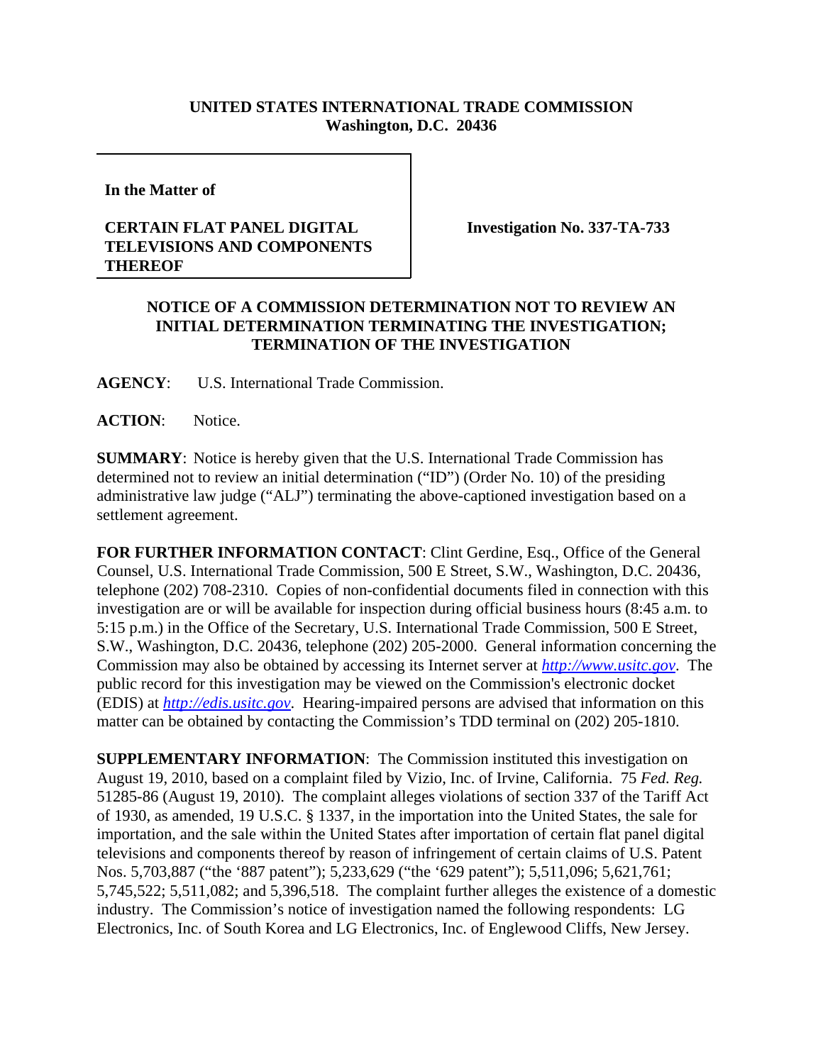**UNITED STATES INTERNATIONAL TRADE COMMISSION**
**Washington, D.C. 20436**

**In the Matter of**

**CERTAIN FLAT PANEL DIGITAL TELEVISIONS AND COMPONENTS THEREOF**

**Investigation No. 337-TA-733**

**NOTICE OF A COMMISSION DETERMINATION NOT TO REVIEW AN INITIAL DETERMINATION TERMINATING THE INVESTIGATION; TERMINATION OF THE INVESTIGATION**

**AGENCY**: U.S. International Trade Commission.

**ACTION**: Notice.

**SUMMARY**: Notice is hereby given that the U.S. International Trade Commission has determined not to review an initial determination ("ID") (Order No. 10) of the presiding administrative law judge ("ALJ") terminating the above-captioned investigation based on a settlement agreement.

**FOR FURTHER INFORMATION CONTACT**: Clint Gerdine, Esq., Office of the General Counsel, U.S. International Trade Commission, 500 E Street, S.W., Washington, D.C. 20436, telephone (202) 708-2310. Copies of non-confidential documents filed in connection with this investigation are or will be available for inspection during official business hours (8:45 a.m. to 5:15 p.m.) in the Office of the Secretary, U.S. International Trade Commission, 500 E Street, S.W., Washington, D.C. 20436, telephone (202) 205-2000. General information concerning the Commission may also be obtained by accessing its Internet server at *http://www.usitc.gov*. The public record for this investigation may be viewed on the Commission's electronic docket (EDIS) at *http://edis.usitc.gov*. Hearing-impaired persons are advised that information on this matter can be obtained by contacting the Commission's TDD terminal on (202) 205-1810.

**SUPPLEMENTARY INFORMATION**: The Commission instituted this investigation on August 19, 2010, based on a complaint filed by Vizio, Inc. of Irvine, California. 75 *Fed. Reg.* 51285-86 (August 19, 2010). The complaint alleges violations of section 337 of the Tariff Act of 1930, as amended, 19 U.S.C. § 1337, in the importation into the United States, the sale for importation, and the sale within the United States after importation of certain flat panel digital televisions and components thereof by reason of infringement of certain claims of U.S. Patent Nos. 5,703,887 ("the '887 patent"); 5,233,629 ("the '629 patent"); 5,511,096; 5,621,761; 5,745,522; 5,511,082; and 5,396,518. The complaint further alleges the existence of a domestic industry. The Commission's notice of investigation named the following respondents: LG Electronics, Inc. of South Korea and LG Electronics, Inc. of Englewood Cliffs, New Jersey.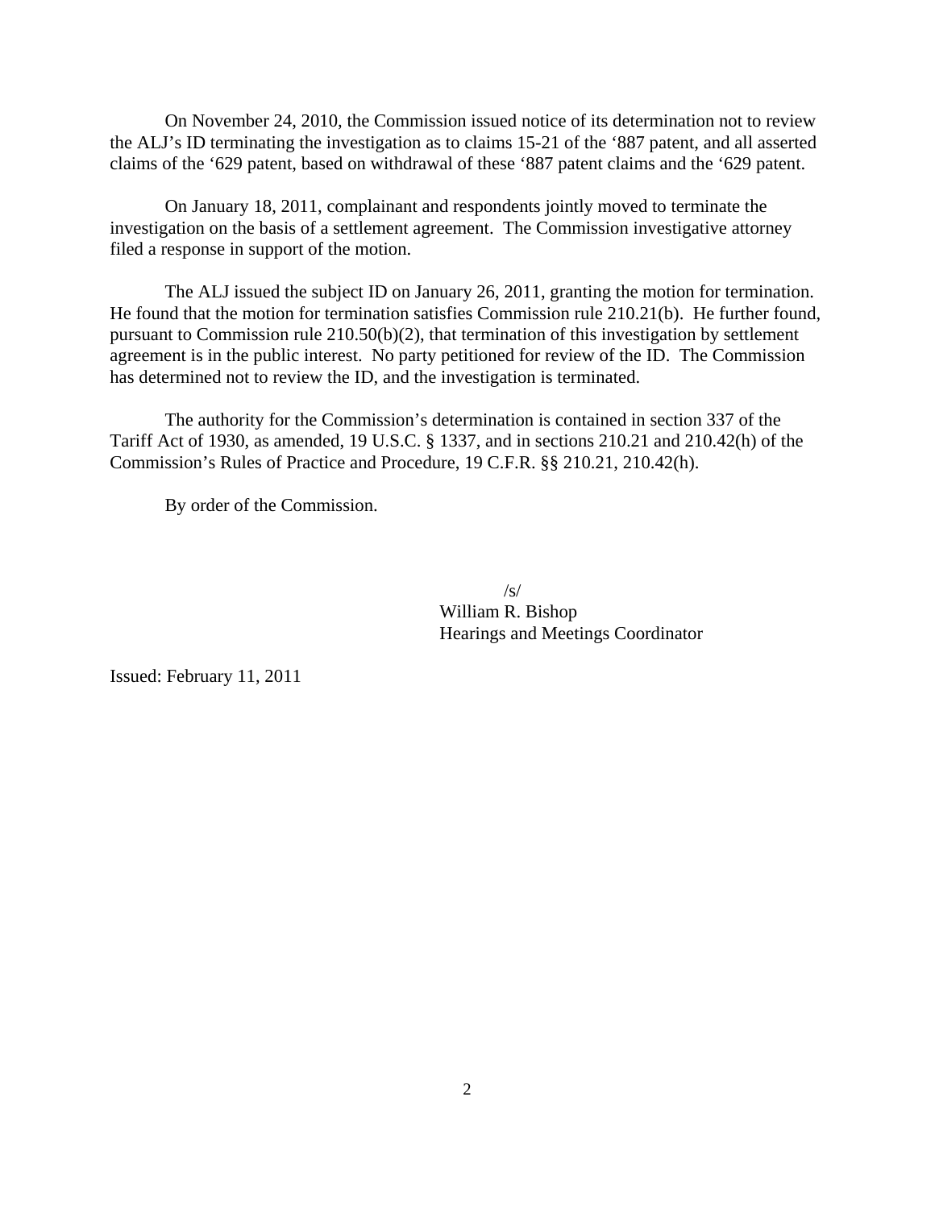On November 24, 2010, the Commission issued notice of its determination not to review the ALJ's ID terminating the investigation as to claims 15-21 of the '887 patent, and all asserted claims of the '629 patent, based on withdrawal of these '887 patent claims and the '629 patent.

On January 18, 2011, complainant and respondents jointly moved to terminate the investigation on the basis of a settlement agreement. The Commission investigative attorney filed a response in support of the motion.

The ALJ issued the subject ID on January 26, 2011, granting the motion for termination. He found that the motion for termination satisfies Commission rule 210.21(b). He further found, pursuant to Commission rule 210.50(b)(2), that termination of this investigation by settlement agreement is in the public interest. No party petitioned for review of the ID. The Commission has determined not to review the ID, and the investigation is terminated.

The authority for the Commission's determination is contained in section 337 of the Tariff Act of 1930, as amended, 19 U.S.C. § 1337, and in sections 210.21 and 210.42(h) of the Commission's Rules of Practice and Procedure, 19 C.F.R. §§ 210.21, 210.42(h).

By order of the Commission.

/s/
William R. Bishop
Hearings and Meetings Coordinator

Issued: February 11, 2011